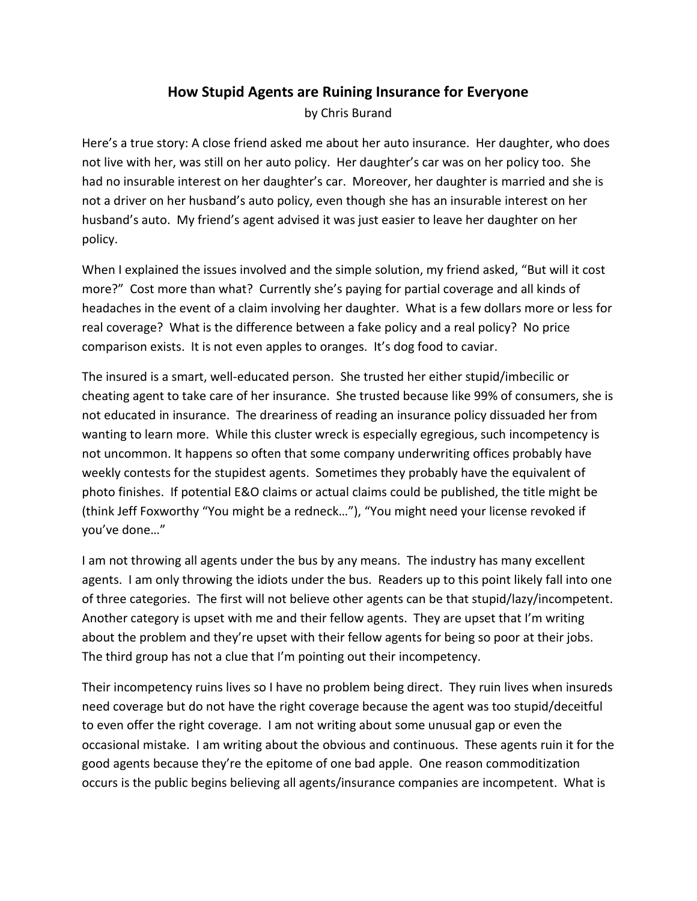# How Stupid Agents are Ruining Insurance for Everyone

by Chris Burand

Here's a true story: A close friend asked me about her auto insurance. Her daughter, who does not live with her, was still on her auto policy. Her daughter's car was on her policy too. She had no insurable interest on her daughter's car. Moreover, her daughter is married and she is not a driver on her husband's auto policy, even though she has an insurable interest on her husband's auto. My friend's agent advised it was just easier to leave her daughter on her policy.

When I explained the issues involved and the simple solution, my friend asked, "But will it cost more?" Cost more than what? Currently she's paying for partial coverage and all kinds of headaches in the event of a claim involving her daughter. What is a few dollars more or less for real coverage? What is the difference between a fake policy and a real policy? No price comparison exists. It is not even apples to oranges. It's dog food to caviar.

The insured is a smart, well-educated person. She trusted her either stupid/imbecilic or cheating agent to take care of her insurance. She trusted because like 99% of consumers, she is not educated in insurance. The dreariness of reading an insurance policy dissuaded her from wanting to learn more. While this cluster wreck is especially egregious, such incompetency is not uncommon. It happens so often that some company underwriting offices probably have weekly contests for the stupidest agents. Sometimes they probably have the equivalent of photo finishes. If potential E&O claims or actual claims could be published, the title might be (think Jeff Foxworthy "You might be a redneck…"), "You might need your license revoked if you've done…"

I am not throwing all agents under the bus by any means. The industry has many excellent agents. I am only throwing the idiots under the bus. Readers up to this point likely fall into one of three categories. The first will not believe other agents can be that stupid/lazy/incompetent. Another category is upset with me and their fellow agents. They are upset that I'm writing about the problem and they're upset with their fellow agents for being so poor at their jobs. The third group has not a clue that I'm pointing out their incompetency.

Their incompetency ruins lives so I have no problem being direct. They ruin lives when insureds need coverage but do not have the right coverage because the agent was too stupid/deceitful to even offer the right coverage. I am not writing about some unusual gap or even the occasional mistake. I am writing about the obvious and continuous. These agents ruin it for the good agents because they're the epitome of one bad apple. One reason commoditization occurs is the public begins believing all agents/insurance companies are incompetent. What is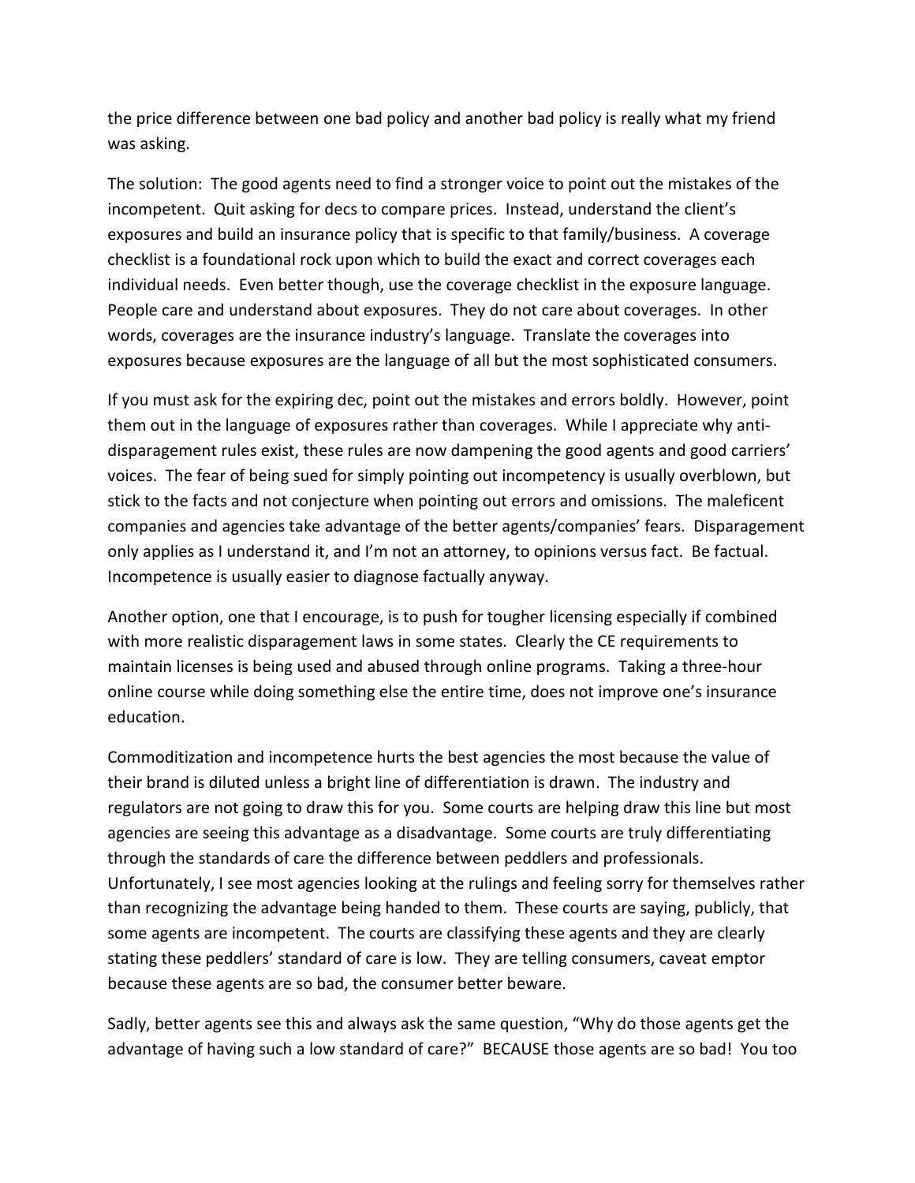the price difference between one bad policy and another bad policy is really what my friend was asking.

The solution: The good agents need to find a stronger voice to point out the mistakes of the incompetent. Quit asking for decs to compare prices. Instead, understand the client's exposures and build an insurance policy that is specific to that family/business. A coverage checklist is a foundational rock upon which to build the exact and correct coverages each individual needs. Even better though, use the coverage checklist in the exposure language. People care and understand about exposures. They do not care about coverages. In other words, coverages are the insurance industry's language. Translate the coverages into exposures because exposures are the language of all but the most sophisticated consumers.

If you must ask for the expiring dec, point out the mistakes and errors boldly. However, point them out in the language of exposures rather than coverages. While I appreciate why anti-disparagement rules exist, these rules are now dampening the good agents and good carriers' voices. The fear of being sued for simply pointing out incompetency is usually overblown, but stick to the facts and not conjecture when pointing out errors and omissions. The maleficent companies and agencies take advantage of the better agents/companies' fears. Disparagement only applies as I understand it, and I'm not an attorney, to opinions versus fact. Be factual. Incompetence is usually easier to diagnose factually anyway.

Another option, one that I encourage, is to push for tougher licensing especially if combined with more realistic disparagement laws in some states. Clearly the CE requirements to maintain licenses is being used and abused through online programs. Taking a three-hour online course while doing something else the entire time, does not improve one's insurance education.

Commoditization and incompetence hurts the best agencies the most because the value of their brand is diluted unless a bright line of differentiation is drawn. The industry and regulators are not going to draw this for you. Some courts are helping draw this line but most agencies are seeing this advantage as a disadvantage. Some courts are truly differentiating through the standards of care the difference between peddlers and professionals. Unfortunately, I see most agencies looking at the rulings and feeling sorry for themselves rather than recognizing the advantage being handed to them. These courts are saying, publicly, that some agents are incompetent. The courts are classifying these agents and they are clearly stating these peddlers' standard of care is low. They are telling consumers, caveat emptor because these agents are so bad, the consumer better beware.

Sadly, better agents see this and always ask the same question, "Why do those agents get the advantage of having such a low standard of care?" BECAUSE those agents are so bad! You too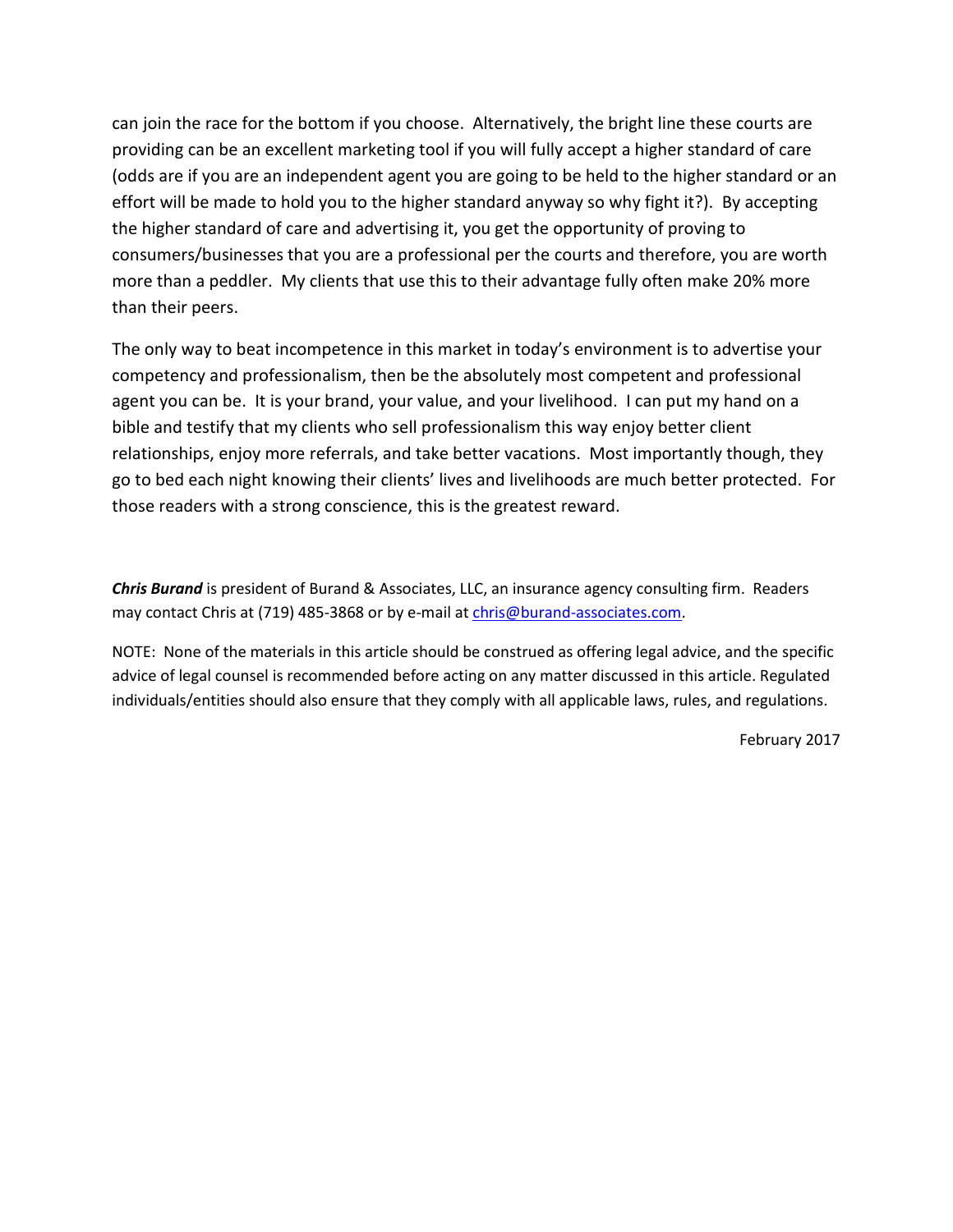can join the race for the bottom if you choose. Alternatively, the bright line these courts are providing can be an excellent marketing tool if you will fully accept a higher standard of care (odds are if you are an independent agent you are going to be held to the higher standard or an effort will be made to hold you to the higher standard anyway so why fight it?). By accepting the higher standard of care and advertising it, you get the opportunity of proving to consumers/businesses that you are a professional per the courts and therefore, you are worth more than a peddler. My clients that use this to their advantage fully often make 20% more than their peers.

The only way to beat incompetence in this market in today's environment is to advertise your competency and professionalism, then be the absolutely most competent and professional agent you can be. It is your brand, your value, and your livelihood. I can put my hand on a bible and testify that my clients who sell professionalism this way enjoy better client relationships, enjoy more referrals, and take better vacations. Most importantly though, they go to bed each night knowing their clients' lives and livelihoods are much better protected. For those readers with a strong conscience, this is the greatest reward.

***Chris Burand*** is president of Burand & Associates, LLC, an insurance agency consulting firm. Readers may contact Chris at (719) 485-3868 or by e-mail at [chris@burand-associates.com](mailto:chris@burand-associates.com).

NOTE: None of the materials in this article should be construed as offering legal advice, and the specific advice of legal counsel is recommended before acting on any matter discussed in this article. Regulated individuals/entities should also ensure that they comply with all applicable laws, rules, and regulations.

February 2017